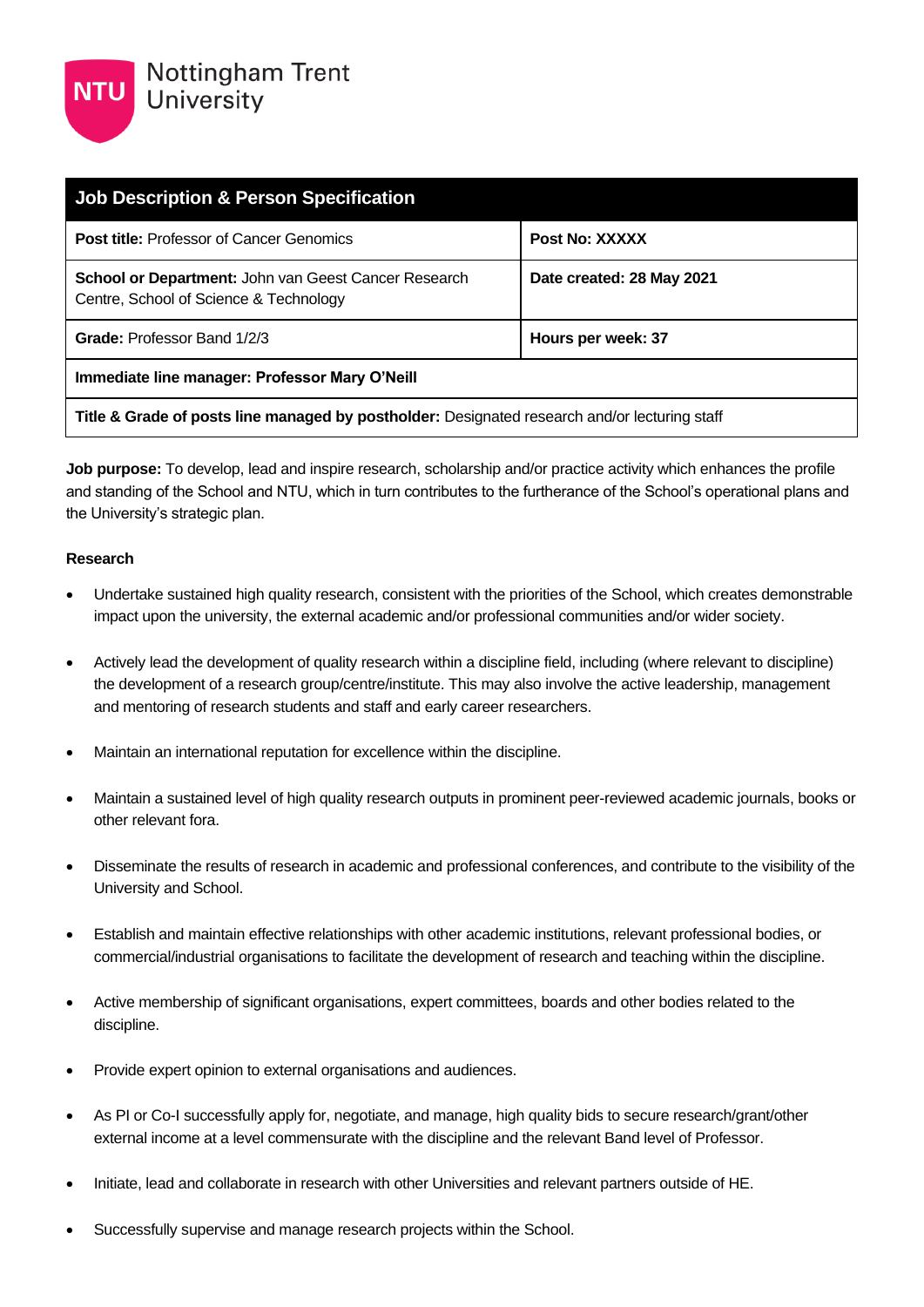Nottingham Trent University

| Job Description & Person Specification | |
|---|---|
| **Post title:** Professor of Cancer Genomics | **Post No: XXXXX** |
| **School or Department:** John van Geest Cancer Research Centre, School of Science & Technology | **Date created: 28 May 2021** |
| **Grade:** Professor Band 1/2/3 | **Hours per week: 37** |
| **Immediate line manager: Professor Mary O'Neill** | |
| **Title & Grade of posts line managed by postholder:** Designated research and/or lecturing staff | |

**Job purpose:** To develop, lead and inspire research, scholarship and/or practice activity which enhances the profile and standing of the School and NTU, which in turn contributes to the furtherance of the School's operational plans and the University's strategic plan.

**Research**

- Undertake sustained high quality research, consistent with the priorities of the School, which creates demonstrable impact upon the university, the external academic and/or professional communities and/or wider society.

- Actively lead the development of quality research within a discipline field, including (where relevant to discipline) the development of a research group/centre/institute. This may also involve the active leadership, management and mentoring of research students and staff and early career researchers.

- Maintain an international reputation for excellence within the discipline.

- Maintain a sustained level of high quality research outputs in prominent peer-reviewed academic journals, books or other relevant fora.

- Disseminate the results of research in academic and professional conferences, and contribute to the visibility of the University and School.

- Establish and maintain effective relationships with other academic institutions, relevant professional bodies, or commercial/industrial organisations to facilitate the development of research and teaching within the discipline.

- Active membership of significant organisations, expert committees, boards and other bodies related to the discipline.

- Provide expert opinion to external organisations and audiences.

- As PI or Co-I successfully apply for, negotiate, and manage, high quality bids to secure research/grant/other external income at a level commensurate with the discipline and the relevant Band level of Professor.

- Initiate, lead and collaborate in research with other Universities and relevant partners outside of HE.

- Successfully supervise and manage research projects within the School.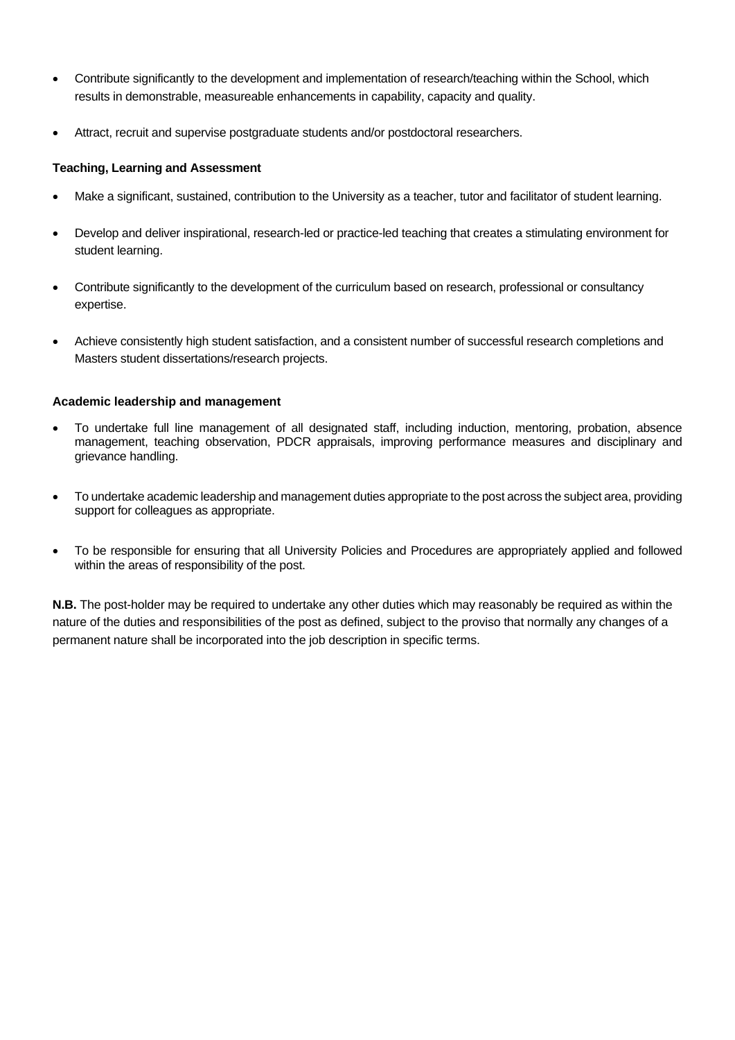- Contribute significantly to the development and implementation of research/teaching within the School, which results in demonstrable, measureable enhancements in capability, capacity and quality.
- Attract, recruit and supervise postgraduate students and/or postdoctoral researchers.

**Teaching, Learning and Assessment**

- Make a significant, sustained, contribution to the University as a teacher, tutor and facilitator of student learning.
- Develop and deliver inspirational, research-led or practice-led teaching that creates a stimulating environment for student learning.
- Contribute significantly to the development of the curriculum based on research, professional or consultancy expertise.
- Achieve consistently high student satisfaction, and a consistent number of successful research completions and Masters student dissertations/research projects.

**Academic leadership and management**

- To undertake full line management of all designated staff, including induction, mentoring, probation, absence management, teaching observation, PDCR appraisals, improving performance measures and disciplinary and grievance handling.
- To undertake academic leadership and management duties appropriate to the post across the subject area, providing support for colleagues as appropriate.
- To be responsible for ensuring that all University Policies and Procedures are appropriately applied and followed within the areas of responsibility of the post.

**N.B.** The post-holder may be required to undertake any other duties which may reasonably be required as within the nature of the duties and responsibilities of the post as defined, subject to the proviso that normally any changes of a permanent nature shall be incorporated into the job description in specific terms.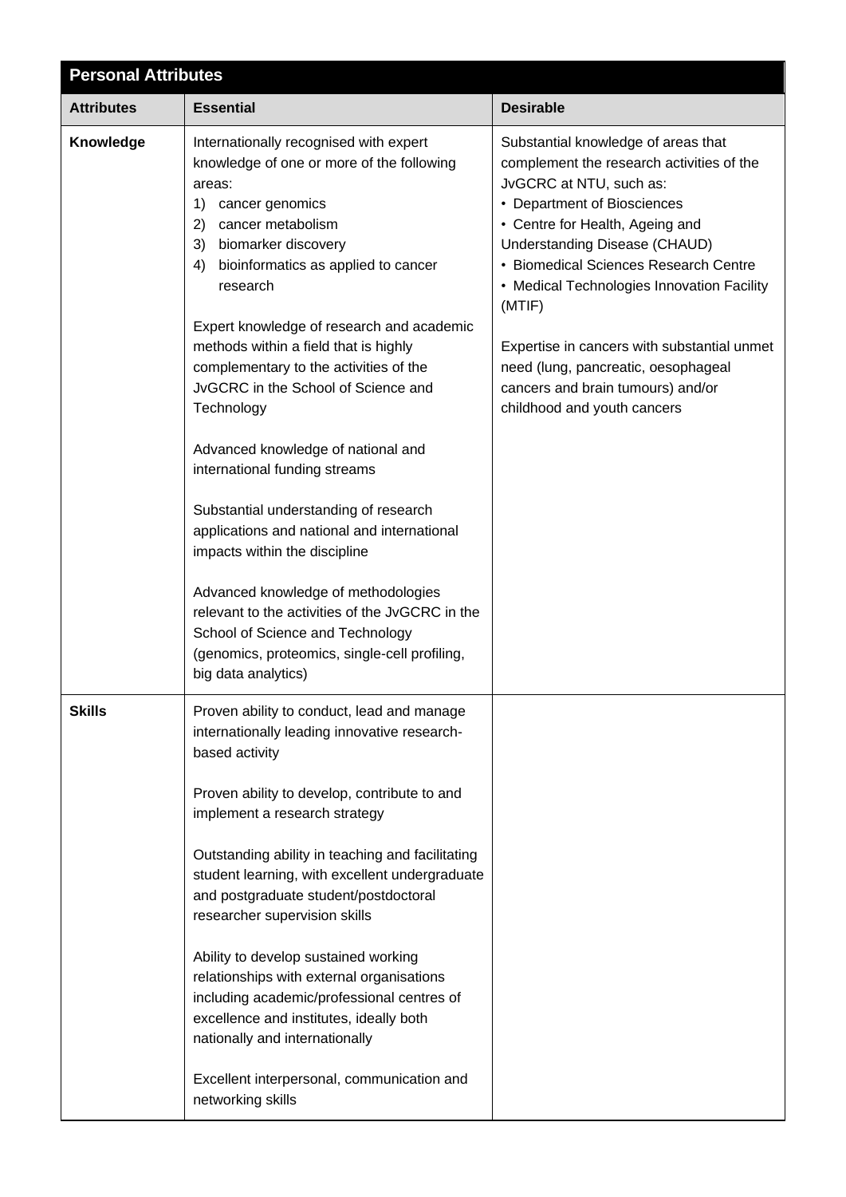| Personal Attributes | | |
|---|---|---|
| **Attributes** | **Essential** | **Desirable** |
| **Knowledge** | Internationally recognised with expert knowledge of one or more of the following areas:<br>1) cancer genomics<br>2) cancer metabolism<br>3) biomarker discovery<br>4) bioinformatics as applied to cancer research<br><br>Expert knowledge of research and academic methods within a field that is highly complementary to the activities of the JvGCRC in the School of Science and Technology<br><br>Advanced knowledge of national and international funding streams<br><br>Substantial understanding of research applications and national and international impacts within the discipline<br><br>Advanced knowledge of methodologies relevant to the activities of the JvGCRC in the School of Science and Technology (genomics, proteomics, single-cell profiling, big data analytics) | Substantial knowledge of areas that complement the research activities of the JvGCRC at NTU, such as:<br>• Department of Biosciences<br>• Centre for Health, Ageing and Understanding Disease (CHAUD)<br>• Biomedical Sciences Research Centre<br>• Medical Technologies Innovation Facility (MTIF)<br><br>Expertise in cancers with substantial unmet need (lung, pancreatic, oesophageal cancers and brain tumours) and/or childhood and youth cancers |
| **Skills** | Proven ability to conduct, lead and manage internationally leading innovative research-based activity<br><br>Proven ability to develop, contribute to and implement a research strategy<br><br>Outstanding ability in teaching and facilitating student learning, with excellent undergraduate and postgraduate student/postdoctoral researcher supervision skills<br><br>Ability to develop sustained working relationships with external organisations including academic/professional centres of excellence and institutes, ideally both nationally and internationally<br><br>Excellent interpersonal, communication and networking skills | |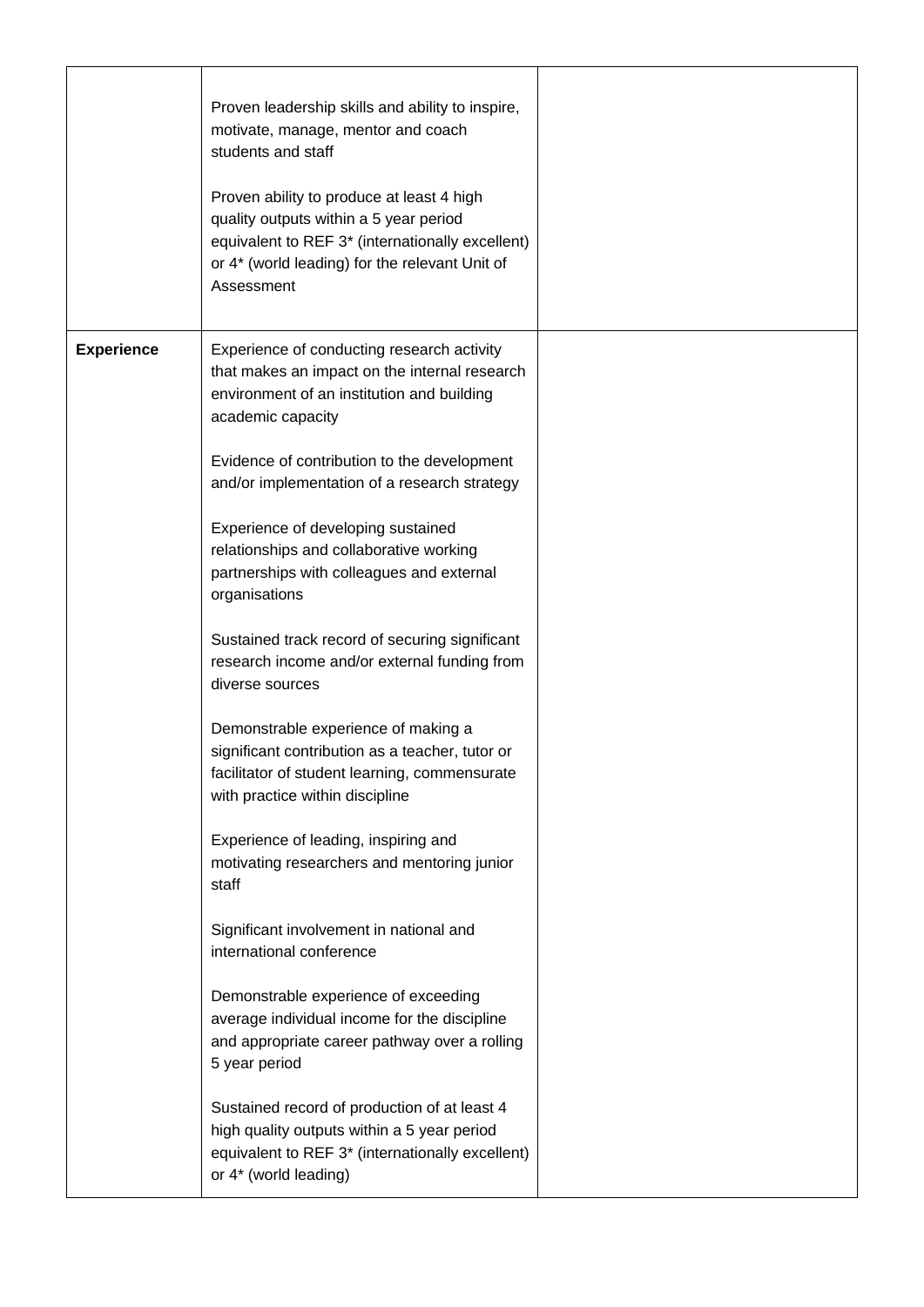| | | |
|---|---|---|
| | Proven leadership skills and ability to inspire, motivate, manage, mentor and coach students and staff<br><br>Proven ability to produce at least 4 high quality outputs within a 5 year period equivalent to REF 3* (internationally excellent) or 4* (world leading) for the relevant Unit of Assessment | |
| **Experience** | Experience of conducting research activity that makes an impact on the internal research environment of an institution and building academic capacity<br><br>Evidence of contribution to the development and/or implementation of a research strategy<br><br>Experience of developing sustained relationships and collaborative working partnerships with colleagues and external organisations<br><br>Sustained track record of securing significant research income and/or external funding from diverse sources<br><br>Demonstrable experience of making a significant contribution as a teacher, tutor or facilitator of student learning, commensurate with practice within discipline<br><br>Experience of leading, inspiring and motivating researchers and mentoring junior staff<br><br>Significant involvement in national and international conference<br><br>Demonstrable experience of exceeding average individual income for the discipline and appropriate career pathway over a rolling 5 year period<br><br>Sustained record of production of at least 4 high quality outputs within a 5 year period equivalent to REF 3* (internationally excellent) or 4* (world leading) | |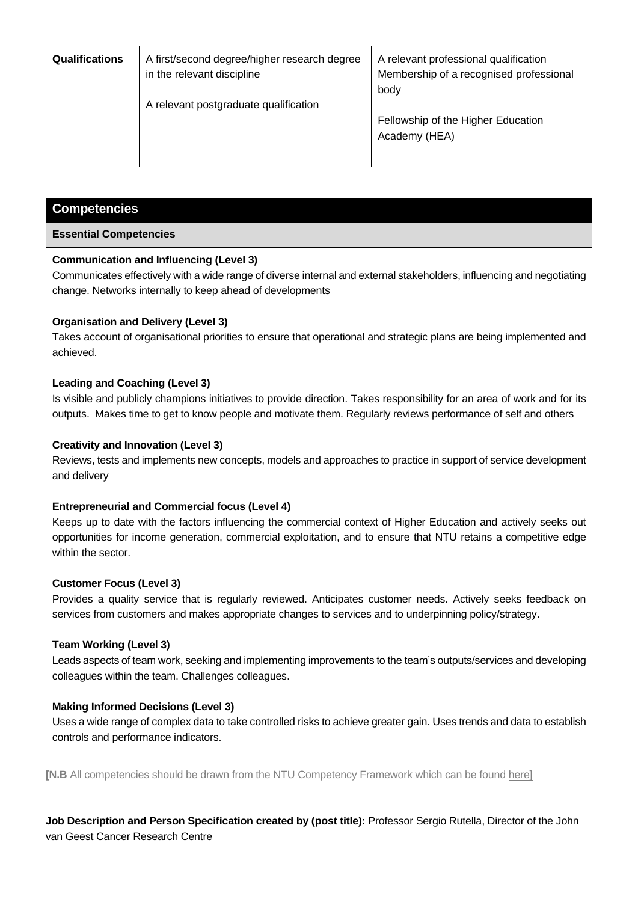| | | |
|---|---|---|
| **Qualifications** | A first/second degree/higher research degree in the relevant discipline<br><br>A relevant postgraduate qualification | A relevant professional qualification<br>Membership of a recognised professional body<br><br>Fellowship of the Higher Education Academy (HEA) |

## Competencies

**Essential Competencies**

**Communication and Influencing (Level 3)**
Communicates effectively with a wide range of diverse internal and external stakeholders, influencing and negotiating change. Networks internally to keep ahead of developments

**Organisation and Delivery (Level 3)**
Takes account of organisational priorities to ensure that operational and strategic plans are being implemented and achieved.

**Leading and Coaching (Level 3)**
Is visible and publicly champions initiatives to provide direction. Takes responsibility for an area of work and for its outputs. Makes time to get to know people and motivate them. Regularly reviews performance of self and others

**Creativity and Innovation (Level 3)**
Reviews, tests and implements new concepts, models and approaches to practice in support of service development and delivery

**Entrepreneurial and Commercial focus (Level 4)**
Keeps up to date with the factors influencing the commercial context of Higher Education and actively seeks out opportunities for income generation, commercial exploitation, and to ensure that NTU retains a competitive edge within the sector.

**Customer Focus (Level 3)**
Provides a quality service that is regularly reviewed. Anticipates customer needs. Actively seeks feedback on services from customers and makes appropriate changes to services and to underpinning policy/strategy.

**Team Working (Level 3)**
Leads aspects of team work, seeking and implementing improvements to the team's outputs/services and developing colleagues within the team. Challenges colleagues.

**Making Informed Decisions (Level 3)**
Uses a wide range of complex data to take controlled risks to achieve greater gain. Uses trends and data to establish controls and performance indicators.

[**N.B** All competencies should be drawn from the NTU Competency Framework which can be found here]

**Job Description and Person Specification created by (post title):** Professor Sergio Rutella, Director of the John van Geest Cancer Research Centre